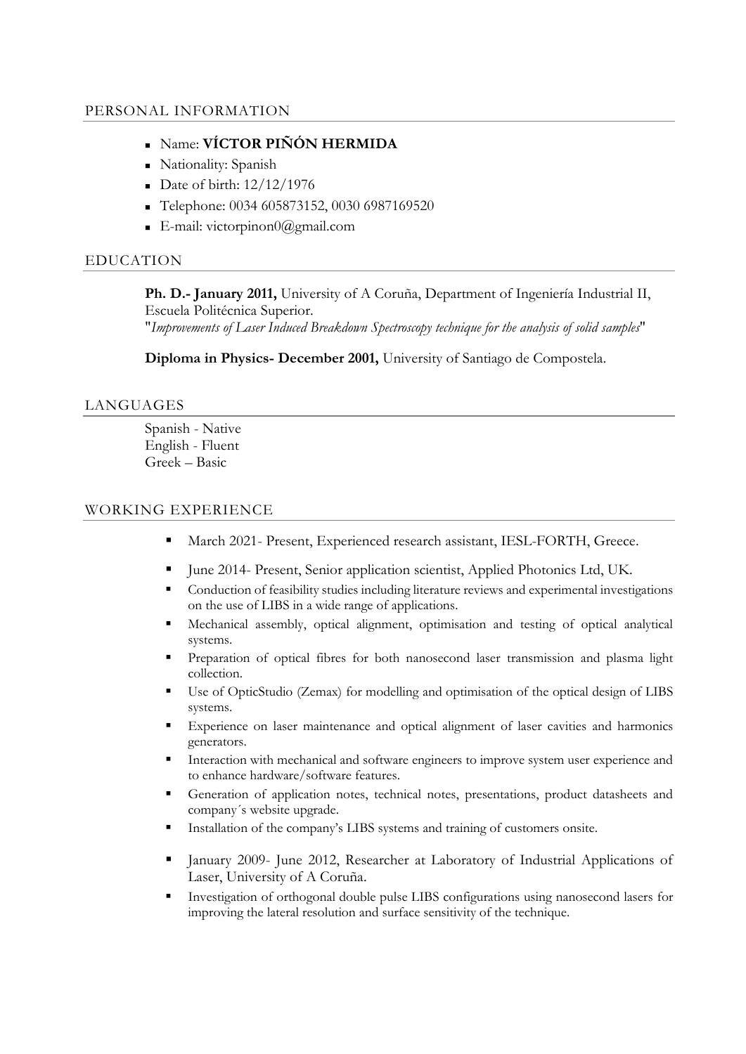## PERSONAL INFORMATION

- Name: **VÍCTOR PIÑÓN HERMIDA**
- Nationality: Spanish
- Date of birth: 12/12/1976
- Telephone: 0034 605873152, 0030 6987169520
- E-mail: victorpinon0@gmail.com

## EDUCATION

**Ph. D.- January 2011,** University of A Coruña, Department of Ingeniería Industrial II, Escuela Politécnica Superior.
"*Improvements of Laser Induced Breakdown Spectroscopy technique for the analysis of solid samples*"

**Diploma in Physics- December 2001,** University of Santiago de Compostela.

## LANGUAGES

Spanish - Native
English - Fluent
Greek – Basic

## WORKING EXPERIENCE

- March 2021- Present, Experienced research assistant, IESL-FORTH, Greece.

- June 2014- Present, Senior application scientist, Applied Photonics Ltd, UK.
- Conduction of feasibility studies including literature reviews and experimental investigations on the use of LIBS in a wide range of applications.
- Mechanical assembly, optical alignment, optimisation and testing of optical analytical systems.
- Preparation of optical fibres for both nanosecond laser transmission and plasma light collection.
- Use of OpticStudio (Zemax) for modelling and optimisation of the optical design of LIBS systems.
- Experience on laser maintenance and optical alignment of laser cavities and harmonics generators.
- Interaction with mechanical and software engineers to improve system user experience and to enhance hardware/software features.
- Generation of application notes, technical notes, presentations, product datasheets and company´s website upgrade.
- Installation of the company's LIBS systems and training of customers onsite.

- January 2009- June 2012, Researcher at Laboratory of Industrial Applications of Laser, University of A Coruña.
- Investigation of orthogonal double pulse LIBS configurations using nanosecond lasers for improving the lateral resolution and surface sensitivity of the technique.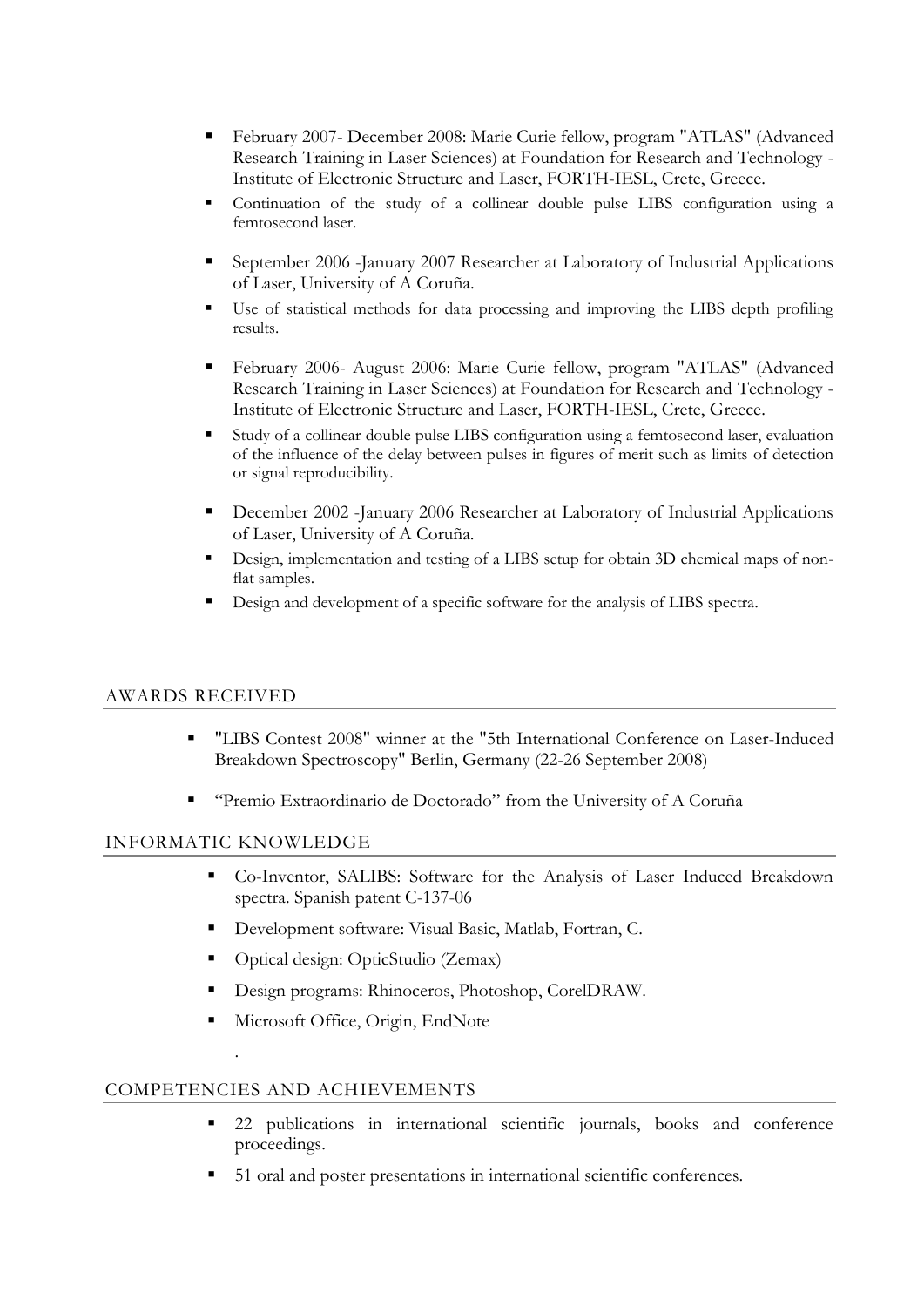- February 2007- December 2008: Marie Curie fellow, program "ATLAS" (Advanced Research Training in Laser Sciences) at Foundation for Research and Technology - Institute of Electronic Structure and Laser, FORTH-IESL, Crete, Greece.
- Continuation of the study of a collinear double pulse LIBS configuration using a femtosecond laser.

- September 2006 -January 2007 Researcher at Laboratory of Industrial Applications of Laser, University of A Coruña.
- Use of statistical methods for data processing and improving the LIBS depth profiling results.

- February 2006- August 2006: Marie Curie fellow, program "ATLAS" (Advanced Research Training in Laser Sciences) at Foundation for Research and Technology - Institute of Electronic Structure and Laser, FORTH-IESL, Crete, Greece.
- Study of a collinear double pulse LIBS configuration using a femtosecond laser, evaluation of the influence of the delay between pulses in figures of merit such as limits of detection or signal reproducibility.

- December 2002 -January 2006 Researcher at Laboratory of Industrial Applications of Laser, University of A Coruña.
- Design, implementation and testing of a LIBS setup for obtain 3D chemical maps of non-flat samples.
- Design and development of a specific software for the analysis of LIBS spectra.

## AWARDS RECEIVED

- "LIBS Contest 2008" winner at the "5th International Conference on Laser-Induced Breakdown Spectroscopy" Berlin, Germany (22-26 September 2008)
- "Premio Extraordinario de Doctorado" from the University of A Coruña

## INFORMATIC KNOWLEDGE

- Co-Inventor, SALIBS: Software for the Analysis of Laser Induced Breakdown spectra. Spanish patent C-137-06
- Development software: Visual Basic, Matlab, Fortran, C.
- Optical design: OpticStudio (Zemax)
- Design programs: Rhinoceros, Photoshop, CorelDRAW.
- Microsoft Office, Origin, EndNote

.

## COMPETENCIES AND ACHIEVEMENTS

- 22 publications in international scientific journals, books and conference proceedings.
- 51 oral and poster presentations in international scientific conferences.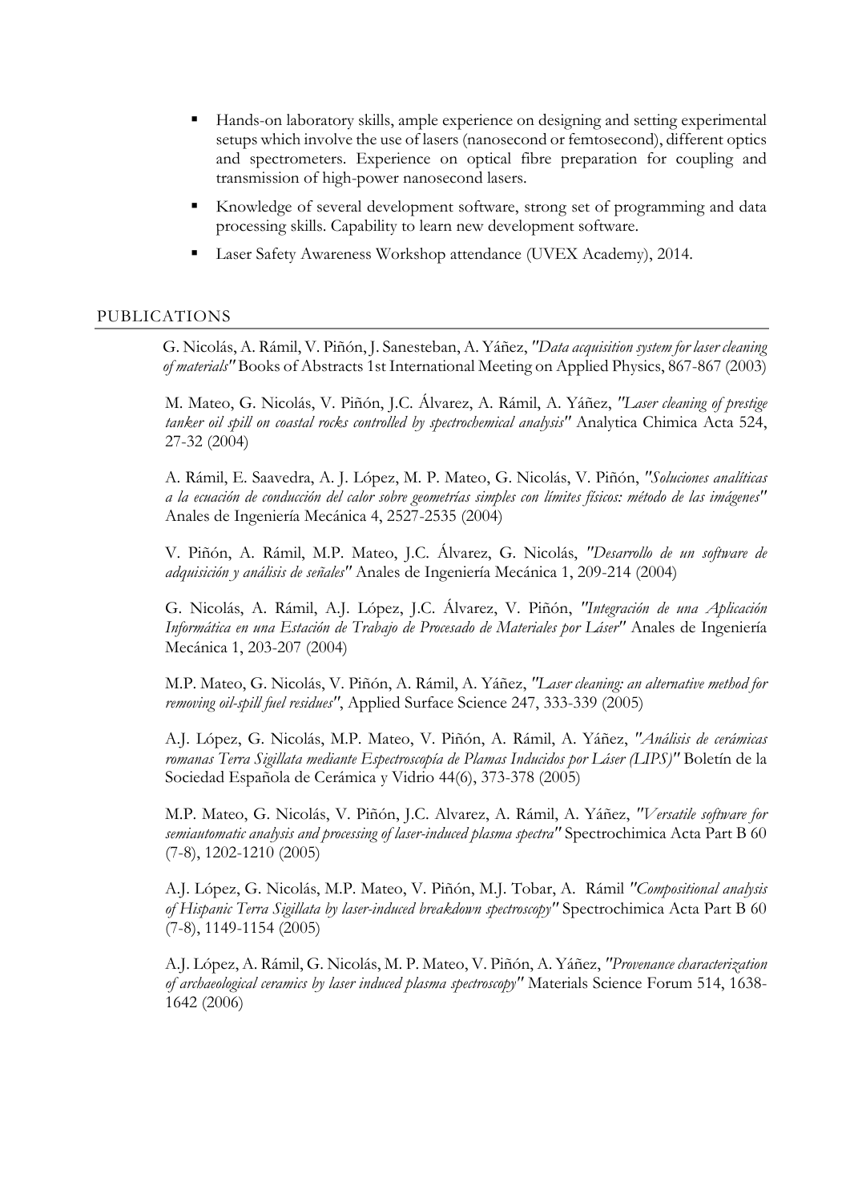- Hands-on laboratory skills, ample experience on designing and setting experimental setups which involve the use of lasers (nanosecond or femtosecond), different optics and spectrometers. Experience on optical fibre preparation for coupling and transmission of high-power nanosecond lasers.
- Knowledge of several development software, strong set of programming and data processing skills. Capability to learn new development software.
- Laser Safety Awareness Workshop attendance (UVEX Academy), 2014.

## PUBLICATIONS

G. Nicolás, A. Rámil, V. Piñón, J. Sanesteban, A. Yáñez, *"Data acquisition system for laser cleaning of materials"* Books of Abstracts 1st International Meeting on Applied Physics, 867-867 (2003)

M. Mateo, G. Nicolás, V. Piñón, J.C. Álvarez, A. Rámil, A. Yáñez, *"Laser cleaning of prestige tanker oil spill on coastal rocks controlled by spectrochemical analysis"* Analytica Chimica Acta 524, 27-32 (2004)

A. Rámil, E. Saavedra, A. J. López, M. P. Mateo, G. Nicolás, V. Piñón, *"Soluciones analíticas a la ecuación de conducción del calor sobre geometrías simples con límites físicos: método de las imágenes"* Anales de Ingeniería Mecánica 4, 2527-2535 (2004)

V. Piñón, A. Rámil, M.P. Mateo, J.C. Álvarez, G. Nicolás, *"Desarrollo de un software de adquisición y análisis de señales"* Anales de Ingeniería Mecánica 1, 209-214 (2004)

G. Nicolás, A. Rámil, A.J. López, J.C. Álvarez, V. Piñón, *"Integración de una Aplicación Informática en una Estación de Trabajo de Procesado de Materiales por Láser"* Anales de Ingeniería Mecánica 1, 203-207 (2004)

M.P. Mateo, G. Nicolás, V. Piñón, A. Rámil, A. Yáñez, *"Laser cleaning: an alternative method for removing oil-spill fuel residues"*, Applied Surface Science 247, 333-339 (2005)

A.J. López, G. Nicolás, M.P. Mateo, V. Piñón, A. Rámil, A. Yáñez, *"Análisis de cerámicas romanas Terra Sigillata mediante Espectroscopía de Plamas Inducidos por Láser (LIPS)"* Boletín de la Sociedad Española de Cerámica y Vidrio 44(6), 373-378 (2005)

M.P. Mateo, G. Nicolás, V. Piñón, J.C. Alvarez, A. Rámil, A. Yáñez, *"Versatile software for semiautomatic analysis and processing of laser-induced plasma spectra"* Spectrochimica Acta Part B 60 (7-8), 1202-1210 (2005)

A.J. López, G. Nicolás, M.P. Mateo, V. Piñón, M.J. Tobar, A. Rámil *"Compositional analysis of Hispanic Terra Sigillata by laser-induced breakdown spectroscopy"* Spectrochimica Acta Part B 60 (7-8), 1149-1154 (2005)

A.J. López, A. Rámil, G. Nicolás, M. P. Mateo, V. Piñón, A. Yáñez, *"Provenance characterization of archaeological ceramics by laser induced plasma spectroscopy"* Materials Science Forum 514, 1638-1642 (2006)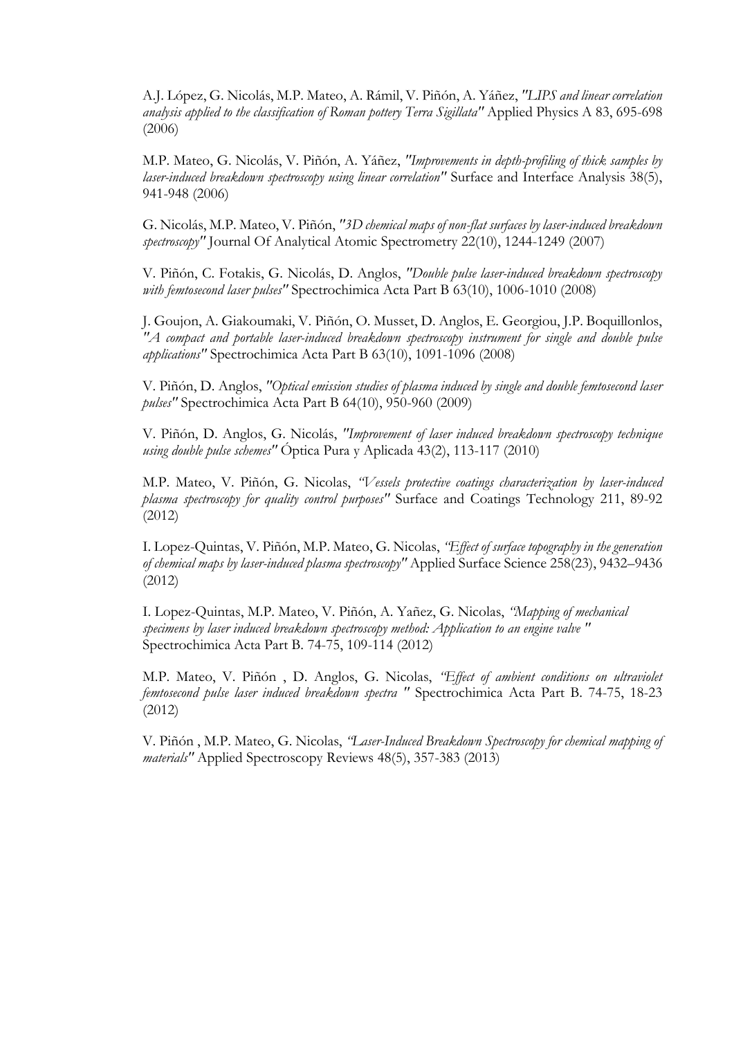A.J. López, G. Nicolás, M.P. Mateo, A. Rámil, V. Piñón, A. Yáñez, *"LIPS and linear correlation analysis applied to the classification of Roman pottery Terra Sigillata"* Applied Physics A 83, 695-698 (2006)

M.P. Mateo, G. Nicolás, V. Piñón, A. Yáñez, *"Improvements in depth-profiling of thick samples by laser-induced breakdown spectroscopy using linear correlation"* Surface and Interface Analysis 38(5), 941-948 (2006)

G. Nicolás, M.P. Mateo, V. Piñón, *"3D chemical maps of non-flat surfaces by laser-induced breakdown spectroscopy"* Journal Of Analytical Atomic Spectrometry 22(10), 1244-1249 (2007)

V. Piñón, C. Fotakis, G. Nicolás, D. Anglos, *"Double pulse laser-induced breakdown spectroscopy with femtosecond laser pulses"* Spectrochimica Acta Part B 63(10), 1006-1010 (2008)

J. Goujon, A. Giakoumaki, V. Piñón, O. Musset, D. Anglos, E. Georgiou, J.P. Boquillonlos, *"A compact and portable laser-induced breakdown spectroscopy instrument for single and double pulse applications"* Spectrochimica Acta Part B 63(10), 1091-1096 (2008)

V. Piñón, D. Anglos, *"Optical emission studies of plasma induced by single and double femtosecond laser pulses"* Spectrochimica Acta Part B 64(10), 950-960 (2009)

V. Piñón, D. Anglos, G. Nicolás, *"Improvement of laser induced breakdown spectroscopy technique using double pulse schemes"* Óptica Pura y Aplicada 43(2), 113-117 (2010)

M.P. Mateo, V. Piñón, G. Nicolas, *"Vessels protective coatings characterization by laser-induced plasma spectroscopy for quality control purposes"* Surface and Coatings Technology 211, 89-92 (2012)

I. Lopez-Quintas, V. Piñón, M.P. Mateo, G. Nicolas, *"Effect of surface topography in the generation of chemical maps by laser-induced plasma spectroscopy"* Applied Surface Science 258(23), 9432–9436 (2012)

I. Lopez-Quintas, M.P. Mateo, V. Piñón, A. Yañez, G. Nicolas, *"Mapping of mechanical specimens by laser induced breakdown spectroscopy method: Application to an engine valve "* Spectrochimica Acta Part B. 74-75, 109-114 (2012)

M.P. Mateo, V. Piñón , D. Anglos, G. Nicolas, *"Effect of ambient conditions on ultraviolet femtosecond pulse laser induced breakdown spectra "* Spectrochimica Acta Part B. 74-75, 18-23 (2012)

V. Piñón , M.P. Mateo, G. Nicolas, *"Laser-Induced Breakdown Spectroscopy for chemical mapping of materials"* Applied Spectroscopy Reviews 48(5), 357-383 (2013)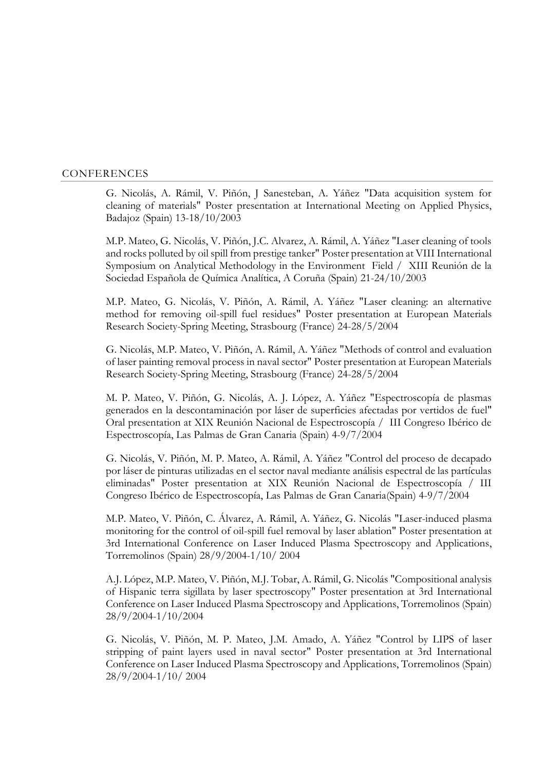## CONFERENCES

G. Nicolás, A. Rámil, V. Piñón, J Sanesteban, A. Yáñez "Data acquisition system for cleaning of materials" Poster presentation at International Meeting on Applied Physics, Badajoz (Spain) 13-18/10/2003

M.P. Mateo, G. Nicolás, V. Piñón, J.C. Alvarez, A. Rámil, A. Yáñez "Laser cleaning of tools and rocks polluted by oil spill from prestige tanker" Poster presentation at VIII International Symposium on Analytical Methodology in the Environment Field / XIII Reunión de la Sociedad Española de Química Analítica, A Coruña (Spain) 21-24/10/2003

M.P. Mateo, G. Nicolás, V. Piñón, A. Rámil, A. Yáñez "Laser cleaning: an alternative method for removing oil-spill fuel residues" Poster presentation at European Materials Research Society-Spring Meeting, Strasbourg (France) 24-28/5/2004

G. Nicolás, M.P. Mateo, V. Piñón, A. Rámil, A. Yáñez "Methods of control and evaluation of laser painting removal process in naval sector" Poster presentation at European Materials Research Society-Spring Meeting, Strasbourg (France) 24-28/5/2004

M. P. Mateo, V. Piñón, G. Nicolás, A. J. López, A. Yáñez "Espectroscopía de plasmas generados en la descontaminación por láser de superficies afectadas por vertidos de fuel" Oral presentation at XIX Reunión Nacional de Espectroscopía / III Congreso Ibérico de Espectroscopía, Las Palmas de Gran Canaria (Spain) 4-9/7/2004

G. Nicolás, V. Piñón, M. P. Mateo, A. Rámil, A. Yáñez "Control del proceso de decapado por láser de pinturas utilizadas en el sector naval mediante análisis espectral de las partículas eliminadas" Poster presentation at XIX Reunión Nacional de Espectroscopía / III Congreso Ibérico de Espectroscopía, Las Palmas de Gran Canaria(Spain) 4-9/7/2004

M.P. Mateo, V. Piñón, C. Álvarez, A. Rámil, A. Yáñez, G. Nicolás "Laser-induced plasma monitoring for the control of oil-spill fuel removal by laser ablation" Poster presentation at 3rd International Conference on Laser Induced Plasma Spectroscopy and Applications, Torremolinos (Spain) 28/9/2004-1/10/ 2004

A.J. López, M.P. Mateo, V. Piñón, M.J. Tobar, A. Rámil, G. Nicolás "Compositional analysis of Hispanic terra sigillata by laser spectroscopy" Poster presentation at 3rd International Conference on Laser Induced Plasma Spectroscopy and Applications, Torremolinos (Spain) 28/9/2004-1/10/2004

G. Nicolás, V. Piñón, M. P. Mateo, J.M. Amado, A. Yáñez "Control by LIPS of laser stripping of paint layers used in naval sector" Poster presentation at 3rd International Conference on Laser Induced Plasma Spectroscopy and Applications, Torremolinos (Spain) 28/9/2004-1/10/ 2004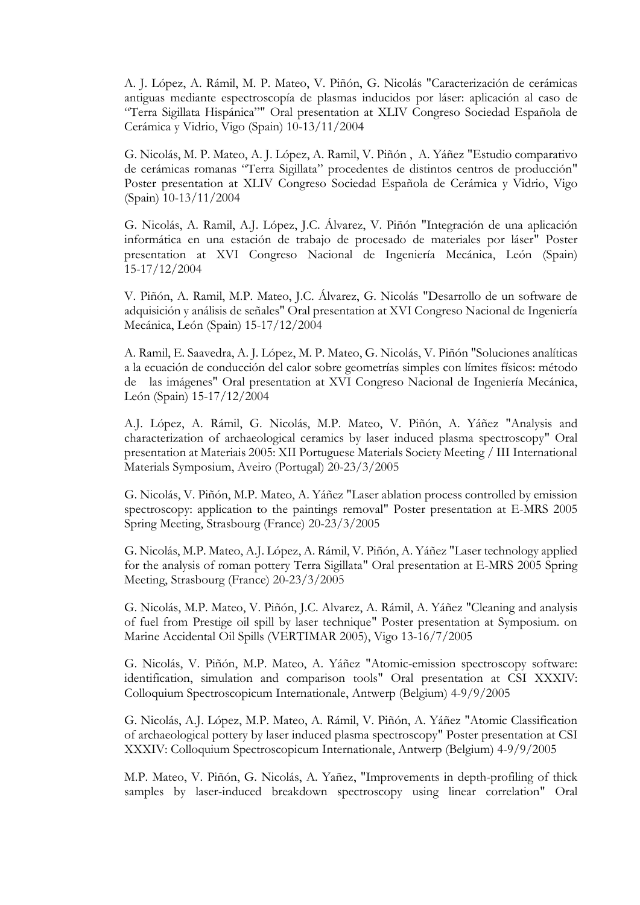A. J. López, A. Rámil, M. P. Mateo, V. Piñón, G. Nicolás "Caracterización de cerámicas antiguas mediante espectroscopía de plasmas inducidos por láser: aplicación al caso de "Terra Sigillata Hispánica"" Oral presentation at XLIV Congreso Sociedad Española de Cerámica y Vidrio, Vigo (Spain) 10-13/11/2004

G. Nicolás, M. P. Mateo, A. J. López, A. Ramil, V. Piñón , A. Yáñez "Estudio comparativo de cerámicas romanas "Terra Sigillata" procedentes de distintos centros de producción" Poster presentation at XLIV Congreso Sociedad Española de Cerámica y Vidrio, Vigo (Spain) 10-13/11/2004

G. Nicolás, A. Ramil, A.J. López, J.C. Álvarez, V. Piñón "Integración de una aplicación informática en una estación de trabajo de procesado de materiales por láser" Poster presentation at XVI Congreso Nacional de Ingeniería Mecánica, León (Spain) 15-17/12/2004

V. Piñón, A. Ramil, M.P. Mateo, J.C. Álvarez, G. Nicolás "Desarrollo de un software de adquisición y análisis de señales" Oral presentation at XVI Congreso Nacional de Ingeniería Mecánica, León (Spain) 15-17/12/2004

A. Ramil, E. Saavedra, A. J. López, M. P. Mateo, G. Nicolás, V. Piñón "Soluciones analíticas a la ecuación de conducción del calor sobre geometrías simples con límites físicos: método de las imágenes" Oral presentation at XVI Congreso Nacional de Ingeniería Mecánica, León (Spain) 15-17/12/2004

A.J. López, A. Rámil, G. Nicolás, M.P. Mateo, V. Piñón, A. Yáñez "Analysis and characterization of archaeological ceramics by laser induced plasma spectroscopy" Oral presentation at Materiais 2005: XII Portuguese Materials Society Meeting / III International Materials Symposium, Aveiro (Portugal) 20-23/3/2005

G. Nicolás, V. Piñón, M.P. Mateo, A. Yáñez "Laser ablation process controlled by emission spectroscopy: application to the paintings removal" Poster presentation at E-MRS 2005 Spring Meeting, Strasbourg (France) 20-23/3/2005

G. Nicolás, M.P. Mateo, A.J. López, A. Rámil, V. Piñón, A. Yáñez "Laser technology applied for the analysis of roman pottery Terra Sigillata" Oral presentation at E-MRS 2005 Spring Meeting, Strasbourg (France) 20-23/3/2005

G. Nicolás, M.P. Mateo, V. Piñón, J.C. Alvarez, A. Rámil, A. Yáñez "Cleaning and analysis of fuel from Prestige oil spill by laser technique" Poster presentation at Symposium. on Marine Accidental Oil Spills (VERTIMAR 2005), Vigo 13-16/7/2005

G. Nicolás, V. Piñón, M.P. Mateo, A. Yáñez "Atomic-emission spectroscopy software: identification, simulation and comparison tools" Oral presentation at CSI XXXIV: Colloquium Spectroscopicum Internationale, Antwerp (Belgium) 4-9/9/2005

G. Nicolás, A.J. López, M.P. Mateo, A. Rámil, V. Piñón, A. Yáñez "Atomic Classification of archaeological pottery by laser induced plasma spectroscopy" Poster presentation at CSI XXXIV: Colloquium Spectroscopicum Internationale, Antwerp (Belgium) 4-9/9/2005

M.P. Mateo, V. Piñón, G. Nicolás, A. Yañez, "Improvements in depth-profiling of thick samples by laser-induced breakdown spectroscopy using linear correlation" Oral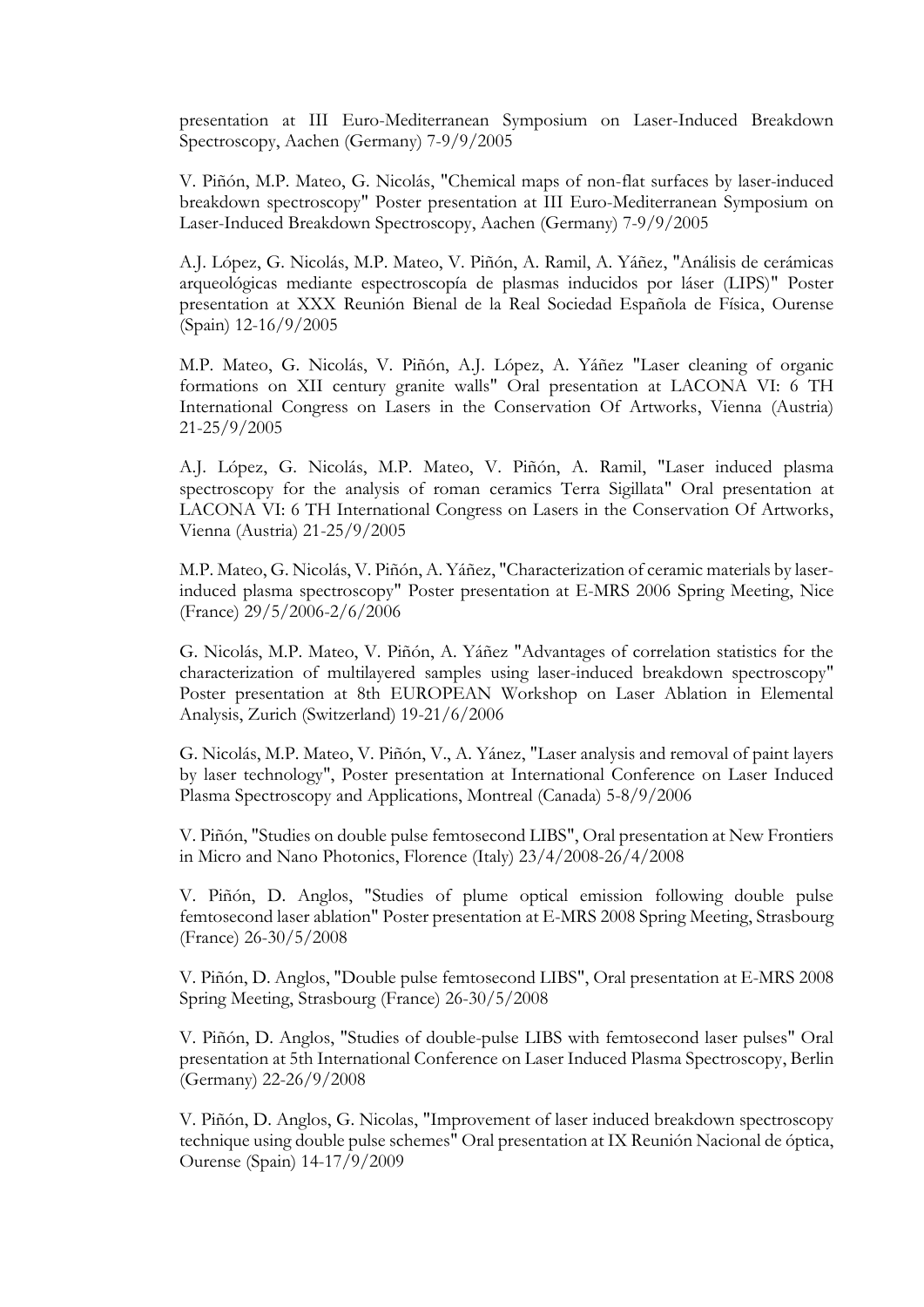presentation at III Euro-Mediterranean Symposium on Laser-Induced Breakdown Spectroscopy, Aachen (Germany) 7-9/9/2005

V. Piñón, M.P. Mateo, G. Nicolás, "Chemical maps of non-flat surfaces by laser-induced breakdown spectroscopy" Poster presentation at III Euro-Mediterranean Symposium on Laser-Induced Breakdown Spectroscopy, Aachen (Germany) 7-9/9/2005

A.J. López, G. Nicolás, M.P. Mateo, V. Piñón, A. Ramil, A. Yáñez, "Análisis de cerámicas arqueológicas mediante espectroscopía de plasmas inducidos por láser (LIPS)" Poster presentation at XXX Reunión Bienal de la Real Sociedad Española de Física, Ourense (Spain) 12-16/9/2005

M.P. Mateo, G. Nicolás, V. Piñón, A.J. López, A. Yáñez "Laser cleaning of organic formations on XII century granite walls" Oral presentation at LACONA VI: 6 TH International Congress on Lasers in the Conservation Of Artworks, Vienna (Austria) 21-25/9/2005

A.J. López, G. Nicolás, M.P. Mateo, V. Piñón, A. Ramil, "Laser induced plasma spectroscopy for the analysis of roman ceramics Terra Sigillata" Oral presentation at LACONA VI: 6 TH International Congress on Lasers in the Conservation Of Artworks, Vienna (Austria) 21-25/9/2005

M.P. Mateo, G. Nicolás, V. Piñón, A. Yáñez, "Characterization of ceramic materials by laser-induced plasma spectroscopy" Poster presentation at E-MRS 2006 Spring Meeting, Nice (France) 29/5/2006-2/6/2006

G. Nicolás, M.P. Mateo, V. Piñón, A. Yáñez "Advantages of correlation statistics for the characterization of multilayered samples using laser-induced breakdown spectroscopy" Poster presentation at 8th EUROPEAN Workshop on Laser Ablation in Elemental Analysis, Zurich (Switzerland) 19-21/6/2006

G. Nicolás, M.P. Mateo, V. Piñón, V., A. Yánez, "Laser analysis and removal of paint layers by laser technology", Poster presentation at International Conference on Laser Induced Plasma Spectroscopy and Applications, Montreal (Canada) 5-8/9/2006

V. Piñón, "Studies on double pulse femtosecond LIBS", Oral presentation at New Frontiers in Micro and Nano Photonics, Florence (Italy) 23/4/2008-26/4/2008

V. Piñón, D. Anglos, "Studies of plume optical emission following double pulse femtosecond laser ablation" Poster presentation at E-MRS 2008 Spring Meeting, Strasbourg (France) 26-30/5/2008

V. Piñón, D. Anglos, "Double pulse femtosecond LIBS", Oral presentation at E-MRS 2008 Spring Meeting, Strasbourg (France) 26-30/5/2008

V. Piñón, D. Anglos, "Studies of double-pulse LIBS with femtosecond laser pulses" Oral presentation at 5th International Conference on Laser Induced Plasma Spectroscopy, Berlin (Germany) 22-26/9/2008

V. Piñón, D. Anglos, G. Nicolas, "Improvement of laser induced breakdown spectroscopy technique using double pulse schemes" Oral presentation at IX Reunión Nacional de óptica, Ourense (Spain) 14-17/9/2009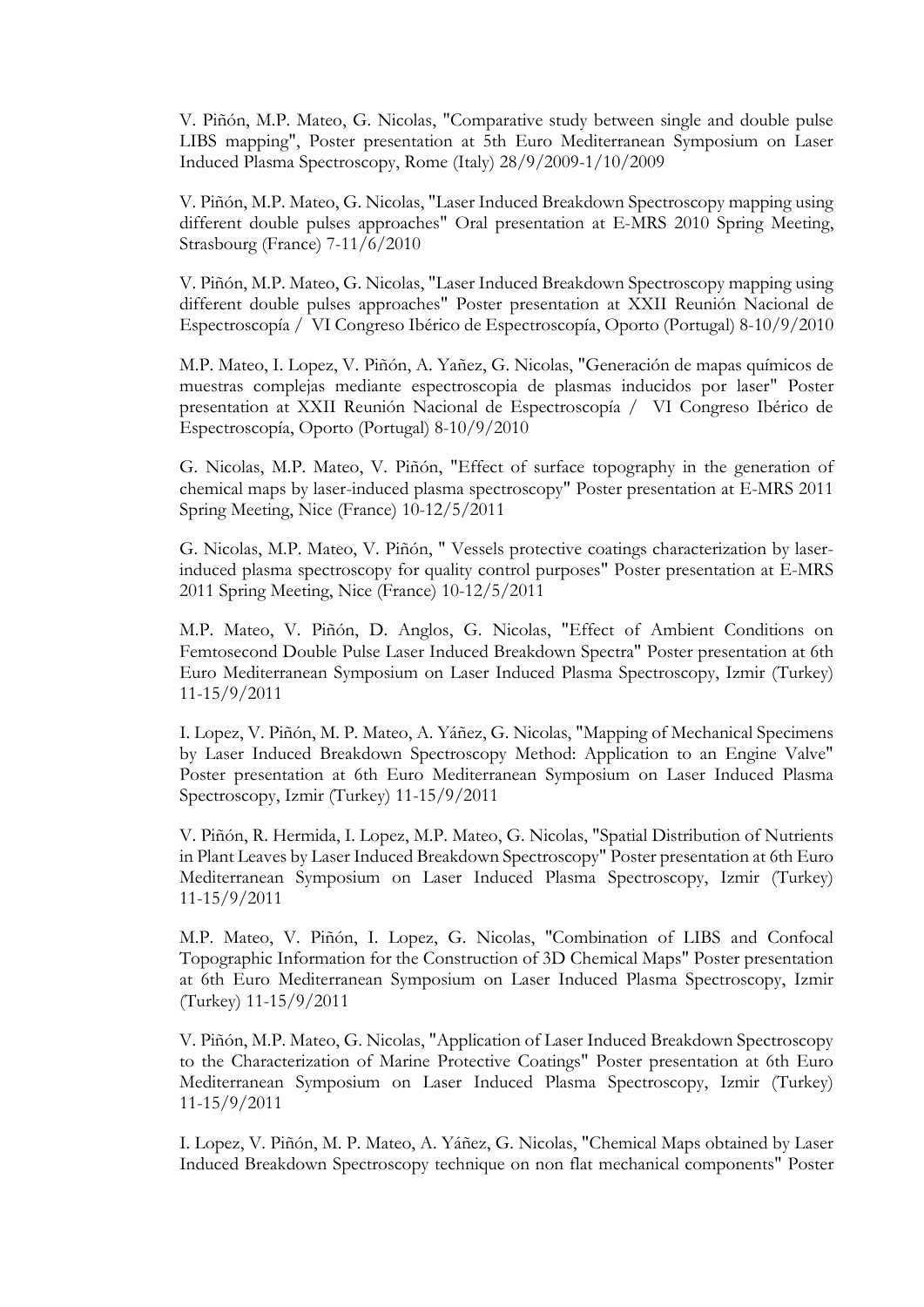V. Piñón, M.P. Mateo, G. Nicolas, "Comparative study between single and double pulse LIBS mapping", Poster presentation at 5th Euro Mediterranean Symposium on Laser Induced Plasma Spectroscopy, Rome (Italy) 28/9/2009-1/10/2009

V. Piñón, M.P. Mateo, G. Nicolas, "Laser Induced Breakdown Spectroscopy mapping using different double pulses approaches" Oral presentation at E-MRS 2010 Spring Meeting, Strasbourg (France) 7-11/6/2010

V. Piñón, M.P. Mateo, G. Nicolas, "Laser Induced Breakdown Spectroscopy mapping using different double pulses approaches" Poster presentation at XXII Reunión Nacional de Espectroscopía / VI Congreso Ibérico de Espectroscopía, Oporto (Portugal) 8-10/9/2010

M.P. Mateo, I. Lopez, V. Piñón, A. Yañez, G. Nicolas, "Generación de mapas químicos de muestras complejas mediante espectroscopia de plasmas inducidos por laser" Poster presentation at XXII Reunión Nacional de Espectroscopía / VI Congreso Ibérico de Espectroscopía, Oporto (Portugal) 8-10/9/2010

G. Nicolas, M.P. Mateo, V. Piñón, "Effect of surface topography in the generation of chemical maps by laser-induced plasma spectroscopy" Poster presentation at E-MRS 2011 Spring Meeting, Nice (France) 10-12/5/2011

G. Nicolas, M.P. Mateo, V. Piñón, " Vessels protective coatings characterization by laser-induced plasma spectroscopy for quality control purposes" Poster presentation at E-MRS 2011 Spring Meeting, Nice (France) 10-12/5/2011

M.P. Mateo, V. Piñón, D. Anglos, G. Nicolas, "Effect of Ambient Conditions on Femtosecond Double Pulse Laser Induced Breakdown Spectra" Poster presentation at 6th Euro Mediterranean Symposium on Laser Induced Plasma Spectroscopy, Izmir (Turkey) 11-15/9/2011

I. Lopez, V. Piñón, M. P. Mateo, A. Yáñez, G. Nicolas, "Mapping of Mechanical Specimens by Laser Induced Breakdown Spectroscopy Method: Application to an Engine Valve" Poster presentation at 6th Euro Mediterranean Symposium on Laser Induced Plasma Spectroscopy, Izmir (Turkey) 11-15/9/2011

V. Piñón, R. Hermida, I. Lopez, M.P. Mateo, G. Nicolas, "Spatial Distribution of Nutrients in Plant Leaves by Laser Induced Breakdown Spectroscopy" Poster presentation at 6th Euro Mediterranean Symposium on Laser Induced Plasma Spectroscopy, Izmir (Turkey) 11-15/9/2011

M.P. Mateo, V. Piñón, I. Lopez, G. Nicolas, "Combination of LIBS and Confocal Topographic Information for the Construction of 3D Chemical Maps" Poster presentation at 6th Euro Mediterranean Symposium on Laser Induced Plasma Spectroscopy, Izmir (Turkey) 11-15/9/2011

V. Piñón, M.P. Mateo, G. Nicolas, "Application of Laser Induced Breakdown Spectroscopy to the Characterization of Marine Protective Coatings" Poster presentation at 6th Euro Mediterranean Symposium on Laser Induced Plasma Spectroscopy, Izmir (Turkey) 11-15/9/2011

I. Lopez, V. Piñón, M. P. Mateo, A. Yáñez, G. Nicolas, "Chemical Maps obtained by Laser Induced Breakdown Spectroscopy technique on non flat mechanical components" Poster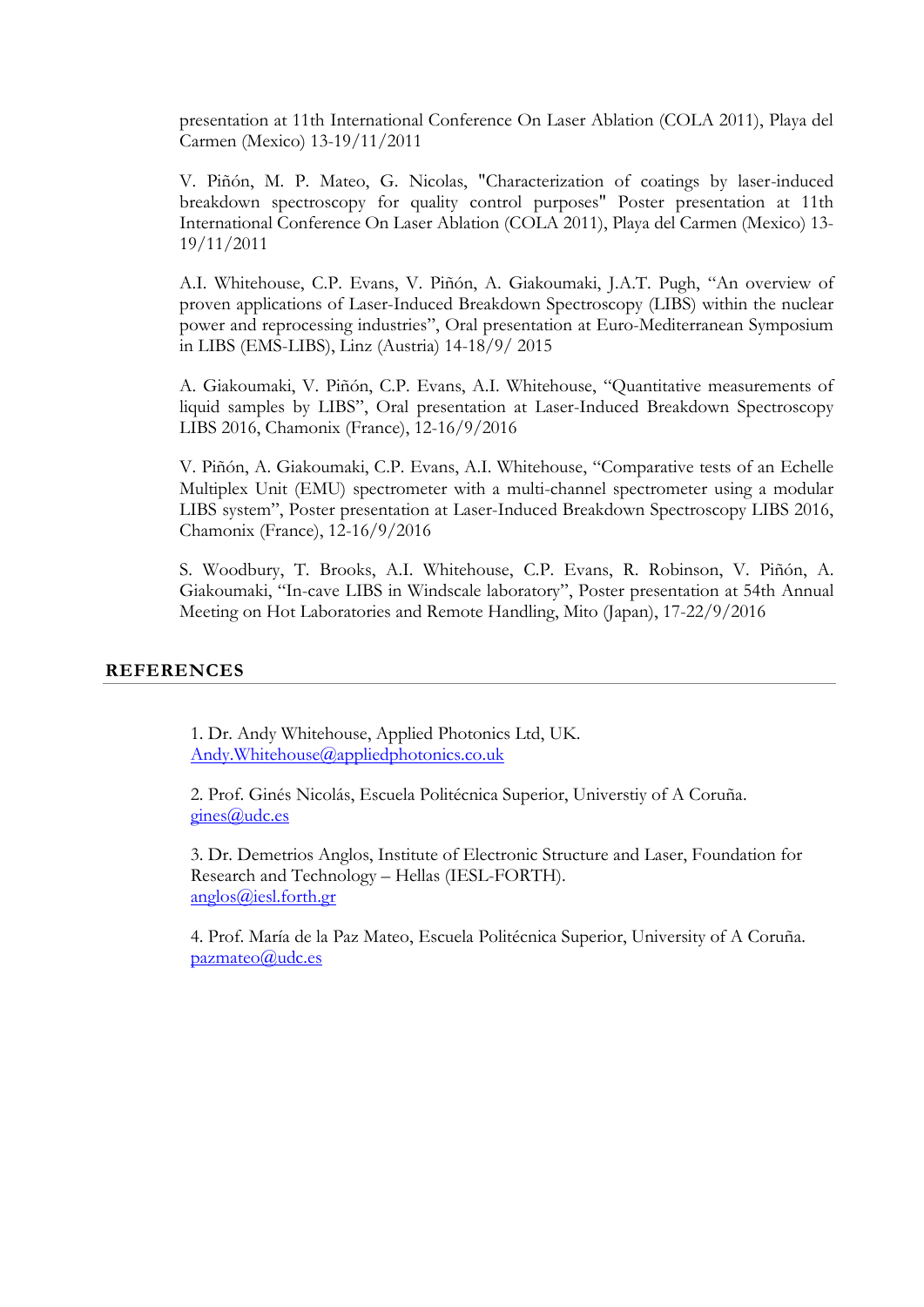presentation at 11th International Conference On Laser Ablation (COLA 2011), Playa del Carmen (Mexico) 13-19/11/2011

V. Piñón, M. P. Mateo, G. Nicolas, "Characterization of coatings by laser-induced breakdown spectroscopy for quality control purposes" Poster presentation at 11th International Conference On Laser Ablation (COLA 2011), Playa del Carmen (Mexico) 13-19/11/2011

A.I. Whitehouse, C.P. Evans, V. Piñón, A. Giakoumaki, J.A.T. Pugh, "An overview of proven applications of Laser-Induced Breakdown Spectroscopy (LIBS) within the nuclear power and reprocessing industries", Oral presentation at Euro-Mediterranean Symposium in LIBS (EMS-LIBS), Linz (Austria) 14-18/9/ 2015

A. Giakoumaki, V. Piñón, C.P. Evans, A.I. Whitehouse, "Quantitative measurements of liquid samples by LIBS", Oral presentation at Laser-Induced Breakdown Spectroscopy LIBS 2016, Chamonix (France), 12-16/9/2016

V. Piñón, A. Giakoumaki, C.P. Evans, A.I. Whitehouse, "Comparative tests of an Echelle Multiplex Unit (EMU) spectrometer with a multi-channel spectrometer using a modular LIBS system", Poster presentation at Laser-Induced Breakdown Spectroscopy LIBS 2016, Chamonix (France), 12-16/9/2016

S. Woodbury, T. Brooks, A.I. Whitehouse, C.P. Evans, R. Robinson, V. Piñón, A. Giakoumaki, "In-cave LIBS in Windscale laboratory", Poster presentation at 54th Annual Meeting on Hot Laboratories and Remote Handling, Mito (Japan), 17-22/9/2016

## REFERENCES

1. Dr. Andy Whitehouse, Applied Photonics Ltd, UK.
Andy.Whitehouse@appliedphotonics.co.uk

2. Prof. Ginés Nicolás, Escuela Politécnica Superior, Universtiy of A Coruña.
gines@udc.es

3. Dr. Demetrios Anglos, Institute of Electronic Structure and Laser, Foundation for Research and Technology – Hellas (IESL-FORTH).
anglos@iesl.forth.gr

4. Prof. María de la Paz Mateo, Escuela Politécnica Superior, University of A Coruña.
pazmateo@udc.es